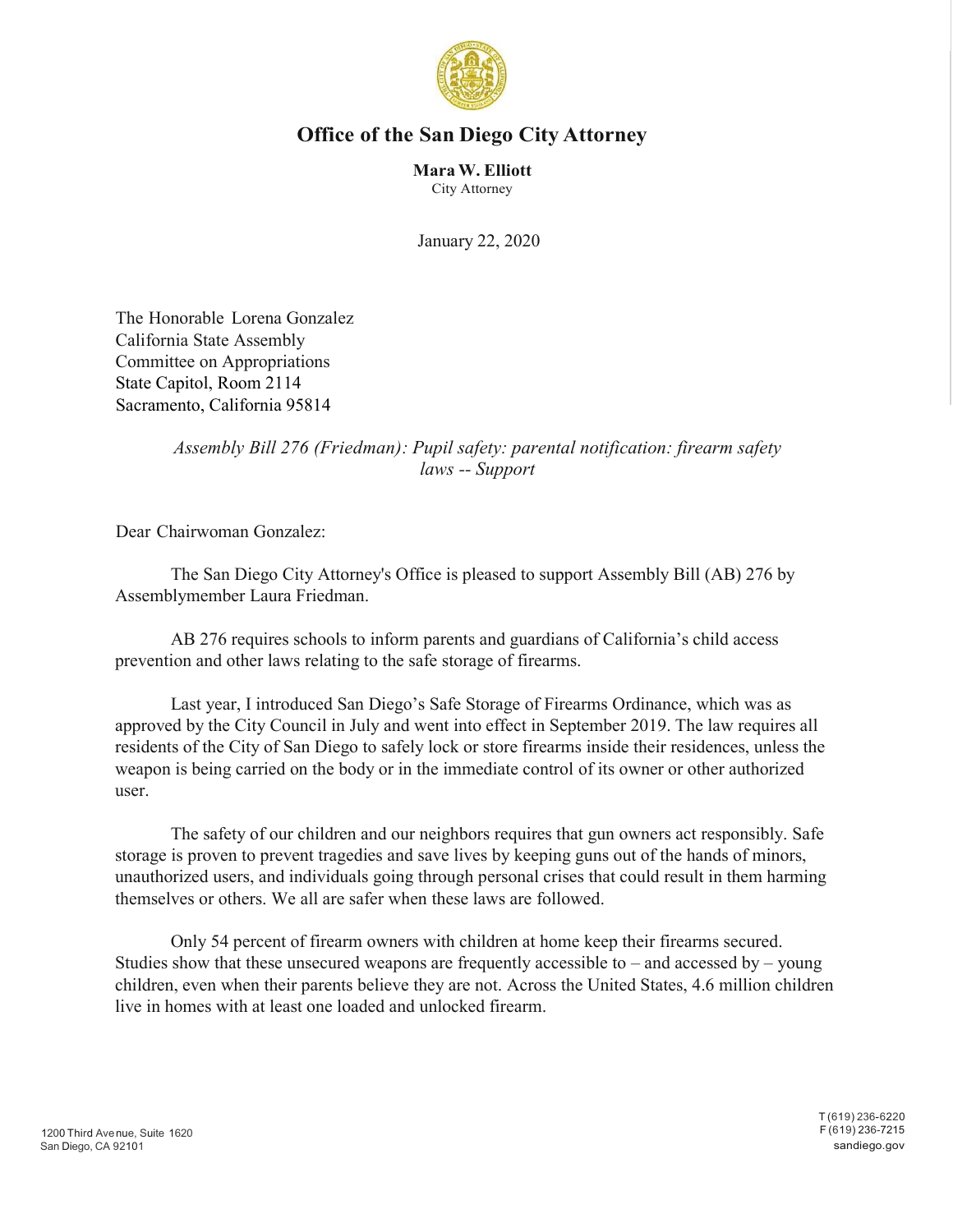# Office of the San Diego City Attorney

**Mara W. Elliott**
City Attorney

January 22, 2020

The Honorable Lorena Gonzalez
California State Assembly
Committee on Appropriations
State Capitol, Room 2114
Sacramento, California 95814

*Assembly Bill 276 (Friedman): Pupil safety: parental notification: firearm safety laws -- Support*

Dear Chairwoman Gonzalez:

The San Diego City Attorney's Office is pleased to support Assembly Bill (AB) 276 by Assemblymember Laura Friedman.

AB 276 requires schools to inform parents and guardians of California's child access prevention and other laws relating to the safe storage of firearms.

Last year, I introduced San Diego's Safe Storage of Firearms Ordinance, which was as approved by the City Council in July and went into effect in September 2019. The law requires all residents of the City of San Diego to safely lock or store firearms inside their residences, unless the weapon is being carried on the body or in the immediate control of its owner or other authorized user.

The safety of our children and our neighbors requires that gun owners act responsibly. Safe storage is proven to prevent tragedies and save lives by keeping guns out of the hands of minors, unauthorized users, and individuals going through personal crises that could result in them harming themselves or others. We all are safer when these laws are followed.

Only 54 percent of firearm owners with children at home keep their firearms secured. Studies show that these unsecured weapons are frequently accessible to – and accessed by – young children, even when their parents believe they are not. Across the United States, 4.6 million children live in homes with at least one loaded and unlocked firearm.

1200 Third Avenue, Suite 1620
San Diego, CA 92101

T (619) 236-6220
F (619) 236-7215
sandiego.gov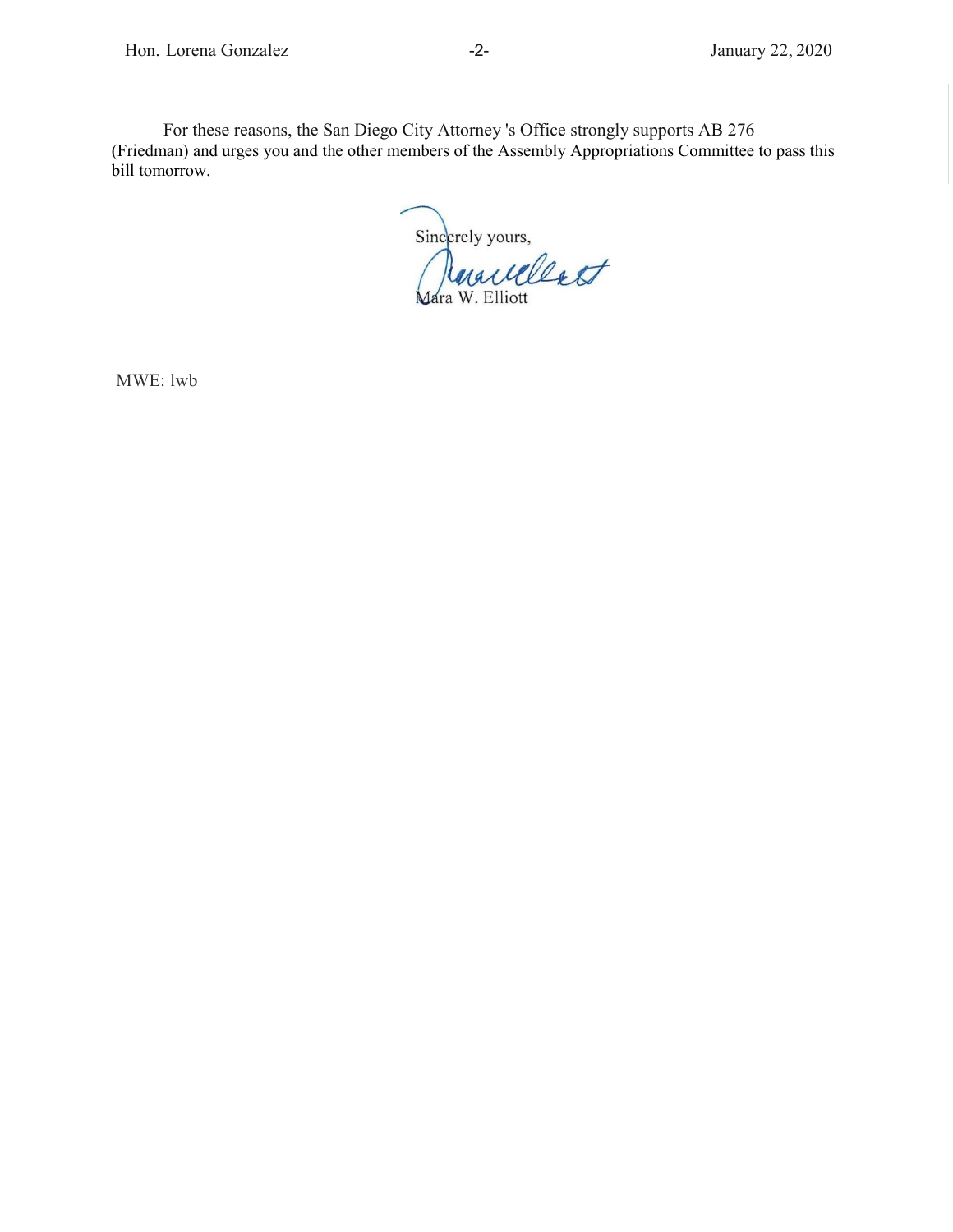For these reasons, the San Diego City Attorney 's Office strongly supports AB 276 (Friedman) and urges you and the other members of the Assembly Appropriations Committee to pass this bill tomorrow.

Sincerely yours,

Mara W. Elliott

MWE: lwb